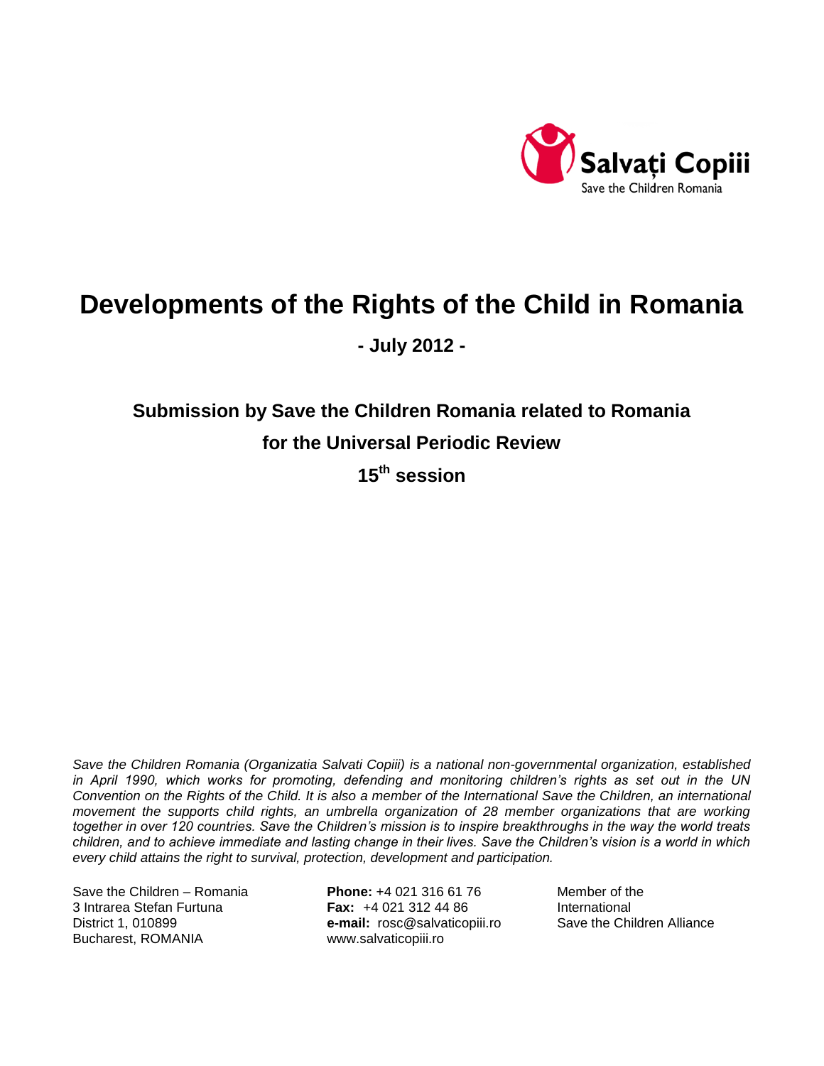Salvați Copiii
Save the Children Romania

# Developments of the Rights of the Child in Romania

**- July 2012 -**

## Submission by Save the Children Romania related to Romania for the Universal Periodic Review 15th session

*Save the Children Romania (Organizatia Salvati Copiii) is a national non-governmental organization, established in April 1990, which works for promoting, defending and monitoring children's rights as set out in the UN Convention on the Rights of the Child. It is also a member of the International Save the Children, an international movement the supports child rights, an umbrella organization of 28 member organizations that are working together in over 120 countries. Save the Children's mission is to inspire breakthroughs in the way the world treats children, and to achieve immediate and lasting change in their lives. Save the Children's vision is a world in which every child attains the right to survival, protection, development and participation.*

Save the Children – Romania
3 Intrarea Stefan Furtuna
District 1, 010899
Bucharest, ROMANIA

**Phone:** +4 021 316 61 76
**Fax:** +4 021 312 44 86
**e-mail:** rosc@salvaticopiii.ro
www.salvaticopiii.ro

Member of the
International
Save the Children Alliance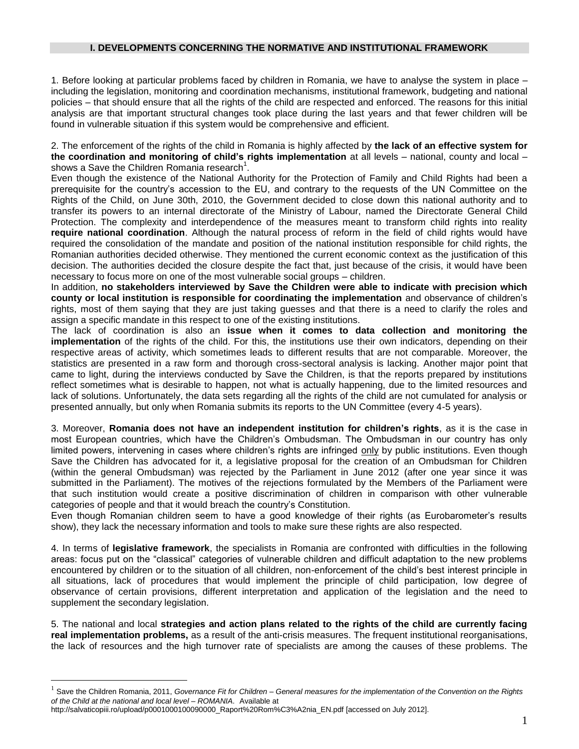## I. DEVELOPMENTS CONCERNING THE NORMATIVE AND INSTITUTIONAL FRAMEWORK

1. Before looking at particular problems faced by children in Romania, we have to analyse the system in place – including the legislation, monitoring and coordination mechanisms, institutional framework, budgeting and national policies – that should ensure that all the rights of the child are respected and enforced. The reasons for this initial analysis are that important structural changes took place during the last years and that fewer children will be found in vulnerable situation if this system would be comprehensive and efficient.

2. The enforcement of the rights of the child in Romania is highly affected by **the lack of an effective system for the coordination and monitoring of child's rights implementation** at all levels – national, county and local – shows a Save the Children Romania research[1].

Even though the existence of the National Authority for the Protection of Family and Child Rights had been a prerequisite for the country's accession to the EU, and contrary to the requests of the UN Committee on the Rights of the Child, on June 30th, 2010, the Government decided to close down this national authority and to transfer its powers to an internal directorate of the Ministry of Labour, named the Directorate General Child Protection. The complexity and interdependence of the measures meant to transform child rights into reality **require national coordination**. Although the natural process of reform in the field of child rights would have required the consolidation of the mandate and position of the national institution responsible for child rights, the Romanian authorities decided otherwise. They mentioned the current economic context as the justification of this decision. The authorities decided the closure despite the fact that, just because of the crisis, it would have been necessary to focus more on one of the most vulnerable social groups – children.

In addition, **no stakeholders interviewed by Save the Children were able to indicate with precision which county or local institution is responsible for coordinating the implementation** and observance of children's rights, most of them saying that they are just taking guesses and that there is a need to clarify the roles and assign a specific mandate in this respect to one of the existing institutions.

The lack of coordination is also an **issue when it comes to data collection and monitoring the implementation** of the rights of the child. For this, the institutions use their own indicators, depending on their respective areas of activity, which sometimes leads to different results that are not comparable. Moreover, the statistics are presented in a raw form and thorough cross-sectoral analysis is lacking. Another major point that came to light, during the interviews conducted by Save the Children, is that the reports prepared by institutions reflect sometimes what is desirable to happen, not what is actually happening, due to the limited resources and lack of solutions. Unfortunately, the data sets regarding all the rights of the child are not cumulated for analysis or presented annually, but only when Romania submits its reports to the UN Committee (every 4-5 years).

3. Moreover, **Romania does not have an independent institution for children's rights**, as it is the case in most European countries, which have the Children's Ombudsman. The Ombudsman in our country has only limited powers, intervening in cases where children's rights are infringed <u>only</u> by public institutions. Even though Save the Children has advocated for it, a legislative proposal for the creation of an Ombudsman for Children (within the general Ombudsman) was rejected by the Parliament in June 2012 (after one year since it was submitted in the Parliament). The motives of the rejections formulated by the Members of the Parliament were that such institution would create a positive discrimination of children in comparison with other vulnerable categories of people and that it would breach the country's Constitution.

Even though Romanian children seem to have a good knowledge of their rights (as Eurobarometer's results show), they lack the necessary information and tools to make sure these rights are also respected.

4. In terms of **legislative framework**, the specialists in Romania are confronted with difficulties in the following areas: focus put on the "classical" categories of vulnerable children and difficult adaptation to the new problems encountered by children or to the situation of all children, non-enforcement of the child's best interest principle in all situations, lack of procedures that would implement the principle of child participation, low degree of observance of certain provisions, different interpretation and application of the legislation and the need to supplement the secondary legislation.

5. The national and local **strategies and action plans related to the rights of the child are currently facing real implementation problems,** as a result of the anti-crisis measures. The frequent institutional reorganisations, the lack of resources and the high turnover rate of specialists are among the causes of these problems. The

---

[1] Save the Children Romania, 2011, *Governance Fit for Children – General measures for the implementation of the Convention on the Rights of the Child at the national and local level – ROMANIA*. Available at http://salvaticopiii.ro/upload/p0001000100090000_Raport%20Rom%C3%A2nia_EN.pdf [accessed on July 2012].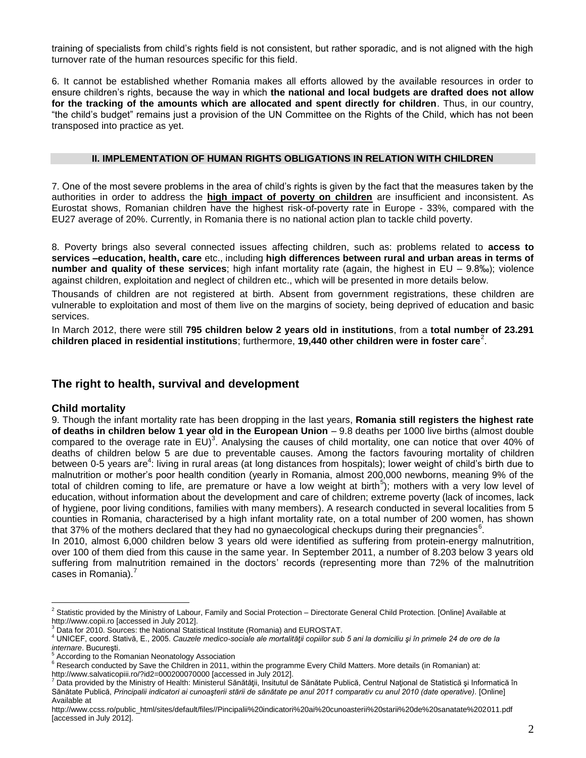training of specialists from child's rights field is not consistent, but rather sporadic, and is not aligned with the high turnover rate of the human resources specific for this field.

6. It cannot be established whether Romania makes all efforts allowed by the available resources in order to ensure children's rights, because the way in which **the national and local budgets are drafted does not allow for the tracking of the amounts which are allocated and spent directly for children**. Thus, in our country, "the child's budget" remains just a provision of the UN Committee on the Rights of the Child, which has not been transposed into practice as yet.

## II. IMPLEMENTATION OF HUMAN RIGHTS OBLIGATIONS IN RELATION WITH CHILDREN

7. One of the most severe problems in the area of child's rights is given by the fact that the measures taken by the authorities in order to address the **high impact of poverty on children** are insufficient and inconsistent. As Eurostat shows, Romanian children have the highest risk-of-poverty rate in Europe - 33%, compared with the EU27 average of 20%. Currently, in Romania there is no national action plan to tackle child poverty.

8. Poverty brings also several connected issues affecting children, such as: problems related to **access to services –education, health, care** etc., including **high differences between rural and urban areas in terms of number and quality of these services**; high infant mortality rate (again, the highest in EU – 9.8‰); violence against children, exploitation and neglect of children etc., which will be presented in more details below.

Thousands of children are not registered at birth. Absent from government registrations, these children are vulnerable to exploitation and most of them live on the margins of society, being deprived of education and basic services.

In March 2012, there were still **795 children below 2 years old in institutions**, from a **total number of 23.291 children placed in residential institutions**; furthermore, **19,440 other children were in foster care**[2].

## The right to health, survival and development

### Child mortality

9. Though the infant mortality rate has been dropping in the last years, **Romania still registers the highest rate of deaths in children below 1 year old in the European Union** – 9.8 deaths per 1000 live births (almost double compared to the overage rate in EU)[3]. Analysing the causes of child mortality, one can notice that over 40% of deaths of children below 5 are due to preventable causes. Among the factors favouring mortality of children between 0-5 years are[4]: living in rural areas (at long distances from hospitals); lower weight of child's birth due to malnutrition or mother's poor health condition (yearly in Romania, almost 200,000 newborns, meaning 9% of the total of children coming to life, are premature or have a low weight at birth[5]); mothers with a very low level of education, without information about the development and care of children; extreme poverty (lack of incomes, lack of hygiene, poor living conditions, families with many members). A research conducted in several localities from 5 counties in Romania, characterised by a high infant mortality rate, on a total number of 200 women, has shown that 37% of the mothers declared that they had no gynaecological checkups during their pregnancies[6].

In 2010, almost 6,000 children below 3 years old were identified as suffering from protein-energy malnutrition, over 100 of them died from this cause in the same year. In September 2011, a number of 8.203 below 3 years old suffering from malnutrition remained in the doctors' records (representing more than 72% of the malnutrition cases in Romania).[7]

---

[2] Statistic provided by the Ministry of Labour, Family and Social Protection – Directorate General Child Protection. [Online] Available at http://www.copii.ro [accessed in July 2012].

[3] Data for 2010. Sources: the National Statistical Institute (Romania) and EUROSTAT.

[4] UNICEF, coord. Stativă, E., 2005. *Cauzele medico-sociale ale mortalităţii copiilor sub 5 ani la domiciliu şi în primele 24 de ore de la internare*. Bucureşti.

[5] According to the Romanian Neonatology Association

[6] Research conducted by Save the Children in 2011, within the programme Every Child Matters. More details (in Romanian) at: http://www.salvaticopiii.ro/?id2=000200070000 [accessed in July 2012].

[7] Data provided by the Ministry of Health: Ministerul Sănătăţii, Insitutul de Sănătate Publică, Centrul Naţional de Statistică şi Informatică în Sănătate Publică, *Principalii indicatori ai cunoaşterii stării de sănătate pe anul 2011 comparativ cu anul 2010 (date operative)*. [Online] Available at http://www.ccss.ro/public_html/sites/default/files//Pincipalii%20indicatori%20ai%20cunoasterii%20starii%20de%20sanatate%202011.pdf [accessed in July 2012].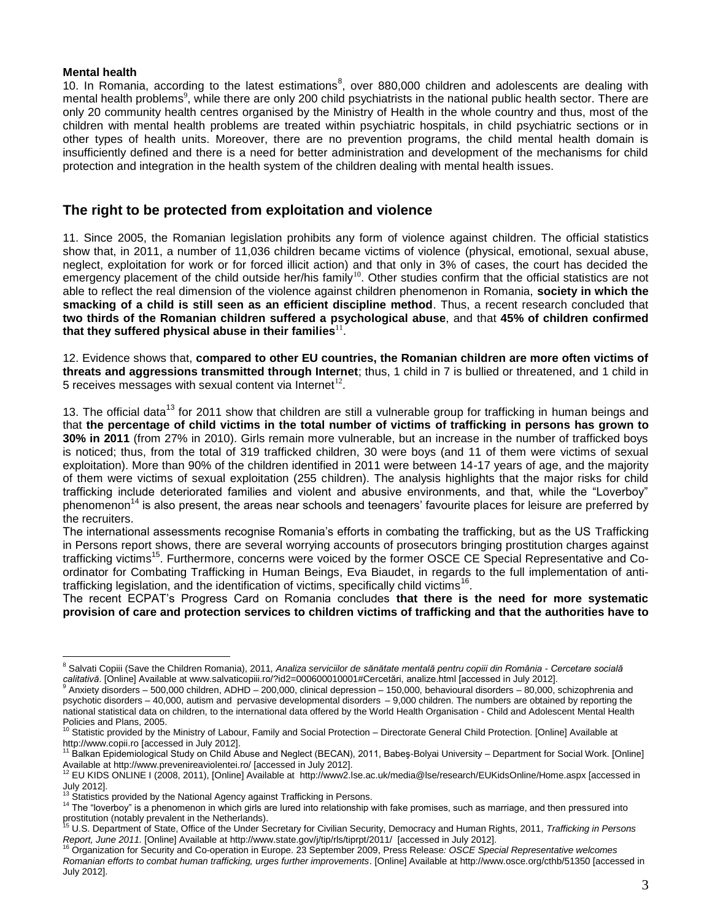**Mental health**

10. In Romania, according to the latest estimations[8], over 880,000 children and adolescents are dealing with mental health problems[9], while there are only 200 child psychiatrists in the national public health sector. There are only 20 community health centres organised by the Ministry of Health in the whole country and thus, most of the children with mental health problems are treated within psychiatric hospitals, in child psychiatric sections or in other types of health units. Moreover, there are no prevention programs, the child mental health domain is insufficiently defined and there is a need for better administration and development of the mechanisms for child protection and integration in the health system of the children dealing with mental health issues.

## The right to be protected from exploitation and violence

11. Since 2005, the Romanian legislation prohibits any form of violence against children. The official statistics show that, in 2011, a number of 11,036 children became victims of violence (physical, emotional, sexual abuse, neglect, exploitation for work or for forced illicit action) and that only in 3% of cases, the court has decided the emergency placement of the child outside her/his family[10]. Other studies confirm that the official statistics are not able to reflect the real dimension of the violence against children phenomenon in Romania, **society in which the smacking of a child is still seen as an efficient discipline method**. Thus, a recent research concluded that **two thirds of the Romanian children suffered a psychological abuse**, and that **45% of children confirmed that they suffered physical abuse in their families**[11].

12. Evidence shows that, **compared to other EU countries, the Romanian children are more often victims of threats and aggressions transmitted through Internet**; thus, 1 child in 7 is bullied or threatened, and 1 child in 5 receives messages with sexual content via Internet[12].

13. The official data[13] for 2011 show that children are still a vulnerable group for trafficking in human beings and that **the percentage of child victims in the total number of victims of trafficking in persons has grown to 30% in 2011** (from 27% in 2010). Girls remain more vulnerable, but an increase in the number of trafficked boys is noticed; thus, from the total of 319 trafficked children, 30 were boys (and 11 of them were victims of sexual exploitation). More than 90% of the children identified in 2011 were between 14-17 years of age, and the majority of them were victims of sexual exploitation (255 children). The analysis highlights that the major risks for child trafficking include deteriorated families and violent and abusive environments, and that, while the "Loverboy" phenomenon[14] is also present, the areas near schools and teenagers' favourite places for leisure are preferred by the recruiters.

The international assessments recognise Romania's efforts in combating the trafficking, but as the US Trafficking in Persons report shows, there are several worrying accounts of prosecutors bringing prostitution charges against trafficking victims[15]. Furthermore, concerns were voiced by the former OSCE CE Special Representative and Co-ordinator for Combating Trafficking in Human Beings, Eva Biaudet, in regards to the full implementation of anti-trafficking legislation, and the identification of victims, specifically child victims[16].

The recent ECPAT's Progress Card on Romania concludes **that there is the need for more systematic provision of care and protection services to children victims of trafficking and that the authorities have to**

---

[8] Salvati Copiii (Save the Children Romania), 2011, *Analiza serviciilor de sănătate mentală pentru copiii din România - Cercetare socială calitativă*. [Online] Available at www.salvaticopiii.ro/?id2=000600010001#Cercetări, analize.html [accessed in July 2012].

[9] Anxiety disorders – 500,000 children, ADHD – 200,000, clinical depression – 150,000, behavioural disorders – 80,000, schizophrenia and psychotic disorders – 40,000, autism and pervasive developmental disorders – 9,000 children. The numbers are obtained by reporting the national statistical data on children, to the international data offered by the World Health Organisation - Child and Adolescent Mental Health Policies and Plans, 2005.

[10] Statistic provided by the Ministry of Labour, Family and Social Protection – Directorate General Child Protection. [Online] Available at http://www.copii.ro [accessed in July 2012].

[11] Balkan Epidemiological Study on Child Abuse and Neglect (BECAN), 2011, Babeş-Bolyai University – Department for Social Work. [Online] Available at http://www.prevenireaviolentei.ro/ [accessed in July 2012].

[12] EU KIDS ONLINE I (2008, 2011), [Online] Available at http://www2.lse.ac.uk/media@lse/research/EUKidsOnline/Home.aspx [accessed in July 2012].

[13] Statistics provided by the National Agency against Trafficking in Persons.

[14] The "loverboy" is a phenomenon in which girls are lured into relationship with fake promises, such as marriage, and then pressured into prostitution (notably prevalent in the Netherlands).

[15] U.S. Department of State, Office of the Under Secretary for Civilian Security, Democracy and Human Rights, 2011, *Trafficking in Persons Report, June 2011.* [Online] Available at http://www.state.gov/j/tip/rls/tiprpt/2011/ [accessed in July 2012].

[16] Organization for Security and Co-operation in Europe. 23 September 2009, Press Release*: OSCE Special Representative welcomes Romanian efforts to combat human trafficking, urges further improvements*. [Online] Available at http://www.osce.org/cthb/51350 [accessed in July 2012].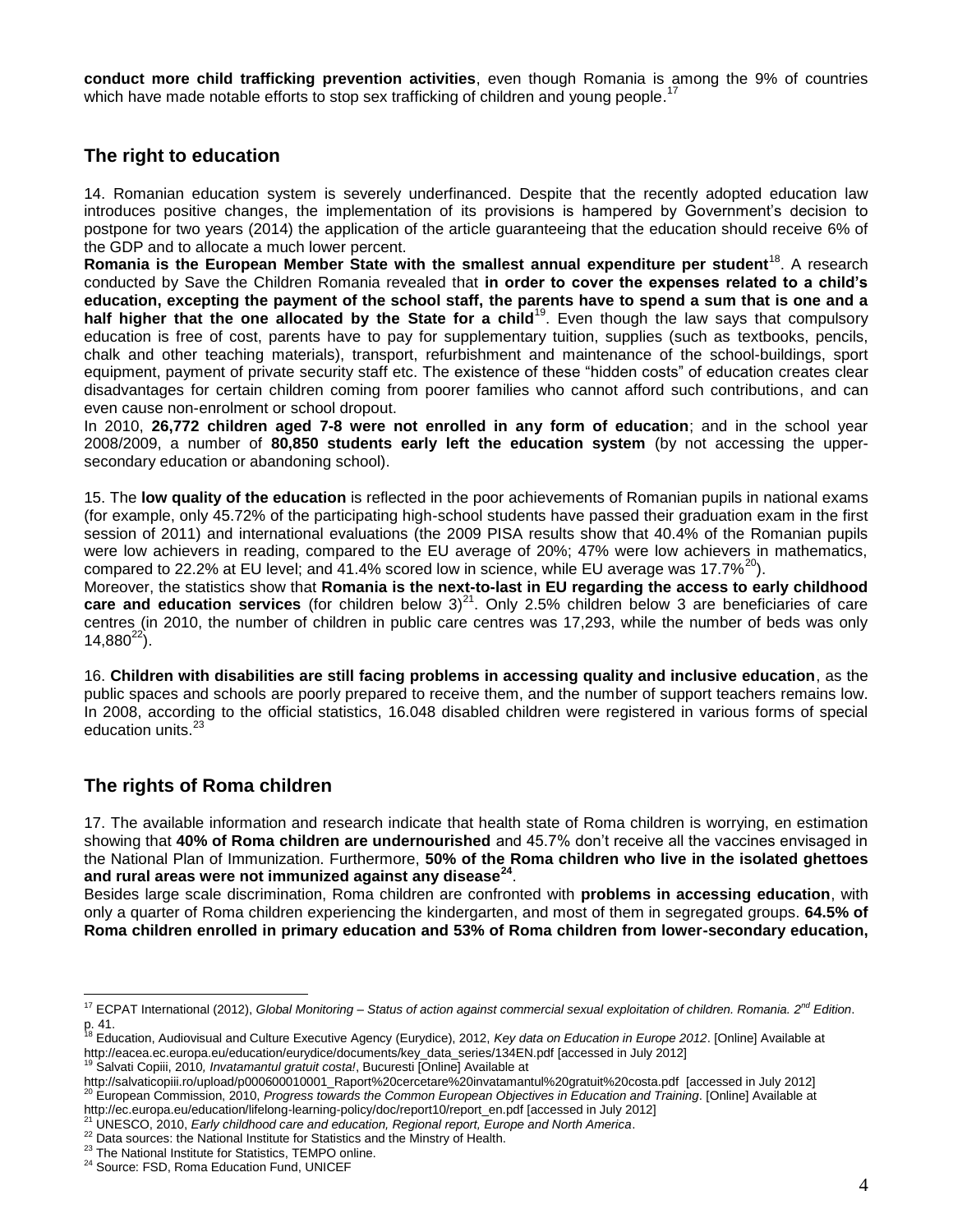**conduct more child trafficking prevention activities**, even though Romania is among the 9% of countries which have made notable efforts to stop sex trafficking of children and young people.[17]

## The right to education

14. Romanian education system is severely underfinanced. Despite that the recently adopted education law introduces positive changes, the implementation of its provisions is hampered by Government's decision to postpone for two years (2014) the application of the article guaranteeing that the education should receive 6% of the GDP and to allocate a much lower percent.

**Romania is the European Member State with the smallest annual expenditure per student**[18]. A research conducted by Save the Children Romania revealed that **in order to cover the expenses related to a child's education, excepting the payment of the school staff, the parents have to spend a sum that is one and a half higher that the one allocated by the State for a child**[19]. Even though the law says that compulsory education is free of cost, parents have to pay for supplementary tuition, supplies (such as textbooks, pencils, chalk and other teaching materials), transport, refurbishment and maintenance of the school-buildings, sport equipment, payment of private security staff etc. The existence of these "hidden costs" of education creates clear disadvantages for certain children coming from poorer families who cannot afford such contributions, and can even cause non-enrolment or school dropout.

In 2010, **26,772 children aged 7-8 were not enrolled in any form of education**; and in the school year 2008/2009, a number of **80,850 students early left the education system** (by not accessing the upper-secondary education or abandoning school).

15. The **low quality of the education** is reflected in the poor achievements of Romanian pupils in national exams (for example, only 45.72% of the participating high-school students have passed their graduation exam in the first session of 2011) and international evaluations (the 2009 PISA results show that 40.4% of the Romanian pupils were low achievers in reading, compared to the EU average of 20%; 47% were low achievers in mathematics, compared to 22.2% at EU level; and 41.4% scored low in science, while EU average was 17.7%[20]).

Moreover, the statistics show that **Romania is the next-to-last in EU regarding the access to early childhood care and education services** (for children below 3)[21]. Only 2.5% children below 3 are beneficiaries of care centres (in 2010, the number of children in public care centres was 17,293, while the number of beds was only 14,880[22]).

16. **Children with disabilities are still facing problems in accessing quality and inclusive education**, as the public spaces and schools are poorly prepared to receive them, and the number of support teachers remains low. In 2008, according to the official statistics, 16.048 disabled children were registered in various forms of special education units.[23]

## The rights of Roma children

17. The available information and research indicate that health state of Roma children is worrying, en estimation showing that **40% of Roma children are undernourished** and 45.7% don't receive all the vaccines envisaged in the National Plan of Immunization. Furthermore, **50% of the Roma children who live in the isolated ghettoes and rural areas were not immunized against any disease[24]**.

Besides large scale discrimination, Roma children are confronted with **problems in accessing education**, with only a quarter of Roma children experiencing the kindergarten, and most of them in segregated groups. **64.5% of Roma children enrolled in primary education and 53% of Roma children from lower-secondary education,**

---

[17] ECPAT International (2012), *Global Monitoring – Status of action against commercial sexual exploitation of children. Romania. 2nd Edition*. p. 41.

[18] Education, Audiovisual and Culture Executive Agency (Eurydice), 2012, *Key data on Education in Europe 2012*. [Online] Available at http://eacea.ec.europa.eu/education/eurydice/documents/key_data_series/134EN.pdf [accessed in July 2012]

[19] Salvati Copiii, 2010, *Invatamantul gratuit costa!*, Bucuresti [Online] Available at http://salvaticopiii.ro/upload/p000600010001_Raport%20cercetare%20invatamantul%20gratuit%20costa.pdf [accessed in July 2012]

[20] European Commission, 2010, *Progress towards the Common European Objectives in Education and Training*. [Online] Available at http://ec.europa.eu/education/lifelong-learning-policy/doc/report10/report_en.pdf [accessed in July 2012]

[21] UNESCO, 2010, *Early childhood care and education, Regional report, Europe and North America*.

[22] Data sources: the National Institute for Statistics and the Minstry of Health.

[23] The National Institute for Statistics, TEMPO online.

[24] Source: FSD, Roma Education Fund, UNICEF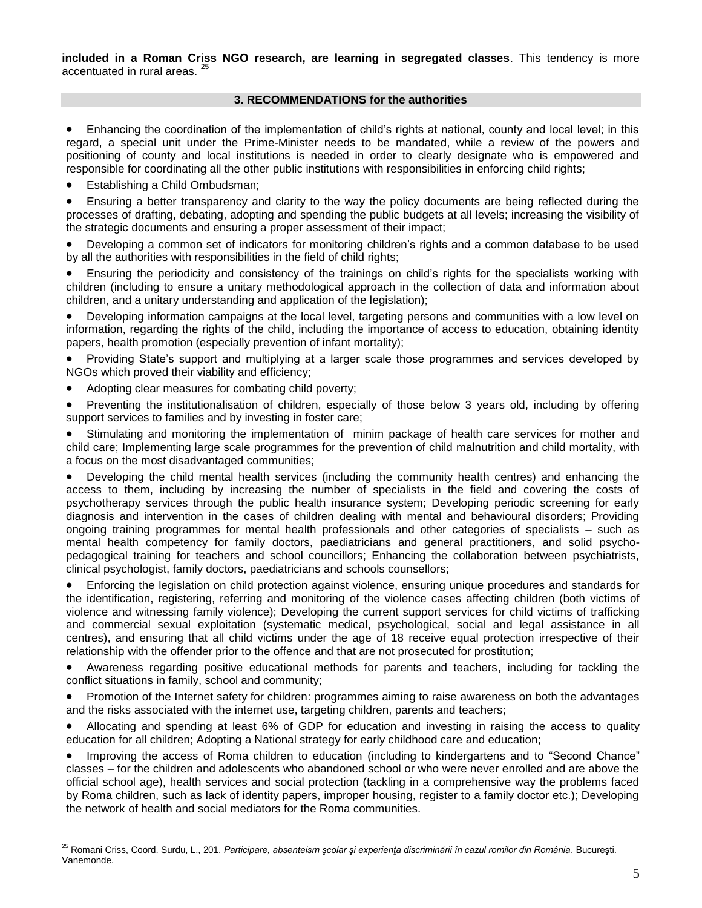**included in a Roman Criss NGO research, are learning in segregated classes**. This tendency is more accentuated in rural areas. [25]

## 3. RECOMMENDATIONS for the authorities

- Enhancing the coordination of the implementation of child's rights at national, county and local level; in this regard, a special unit under the Prime-Minister needs to be mandated, while a review of the powers and positioning of county and local institutions is needed in order to clearly designate who is empowered and responsible for coordinating all the other public institutions with responsibilities in enforcing child rights;
- Establishing a Child Ombudsman;
- Ensuring a better transparency and clarity to the way the policy documents are being reflected during the processes of drafting, debating, adopting and spending the public budgets at all levels; increasing the visibility of the strategic documents and ensuring a proper assessment of their impact;
- Developing a common set of indicators for monitoring children's rights and a common database to be used by all the authorities with responsibilities in the field of child rights;
- Ensuring the periodicity and consistency of the trainings on child's rights for the specialists working with children (including to ensure a unitary methodological approach in the collection of data and information about children, and a unitary understanding and application of the legislation);
- Developing information campaigns at the local level, targeting persons and communities with a low level on information, regarding the rights of the child, including the importance of access to education, obtaining identity papers, health promotion (especially prevention of infant mortality);
- Providing State's support and multiplying at a larger scale those programmes and services developed by NGOs which proved their viability and efficiency;
- Adopting clear measures for combating child poverty;
- Preventing the institutionalisation of children, especially of those below 3 years old, including by offering support services to families and by investing in foster care;
- Stimulating and monitoring the implementation of minim package of health care services for mother and child care; Implementing large scale programmes for the prevention of child malnutrition and child mortality, with a focus on the most disadvantaged communities;
- Developing the child mental health services (including the community health centres) and enhancing the access to them, including by increasing the number of specialists in the field and covering the costs of psychotherapy services through the public health insurance system; Developing periodic screening for early diagnosis and intervention in the cases of children dealing with mental and behavioural disorders; Providing ongoing training programmes for mental health professionals and other categories of specialists – such as mental health competency for family doctors, paediatricians and general practitioners, and solid psycho-pedagogical training for teachers and school councillors; Enhancing the collaboration between psychiatrists, clinical psychologist, family doctors, paediatricians and schools counsellors;
- Enforcing the legislation on child protection against violence, ensuring unique procedures and standards for the identification, registering, referring and monitoring of the violence cases affecting children (both victims of violence and witnessing family violence); Developing the current support services for child victims of trafficking and commercial sexual exploitation (systematic medical, psychological, social and legal assistance in all centres), and ensuring that all child victims under the age of 18 receive equal protection irrespective of their relationship with the offender prior to the offence and that are not prosecuted for prostitution;
- Awareness regarding positive educational methods for parents and teachers, including for tackling the conflict situations in family, school and community;
- Promotion of the Internet safety for children: programmes aiming to raise awareness on both the advantages and the risks associated with the internet use, targeting children, parents and teachers;
- Allocating and <u>spending</u> at least 6% of GDP for education and investing in raising the access to <u>quality</u> education for all children; Adopting a National strategy for early childhood care and education;
- Improving the access of Roma children to education (including to kindergartens and to "Second Chance" classes – for the children and adolescents who abandoned school or who were never enrolled and are above the official school age), health services and social protection (tackling in a comprehensive way the problems faced by Roma children, such as lack of identity papers, improper housing, register to a family doctor etc.); Developing the network of health and social mediators for the Roma communities.

[25] Romani Criss, Coord. Surdu, L., 201. *Participare, absenteism şcolar şi experienţa discriminării în cazul romilor din România*. Bucureşti. Vanemonde.